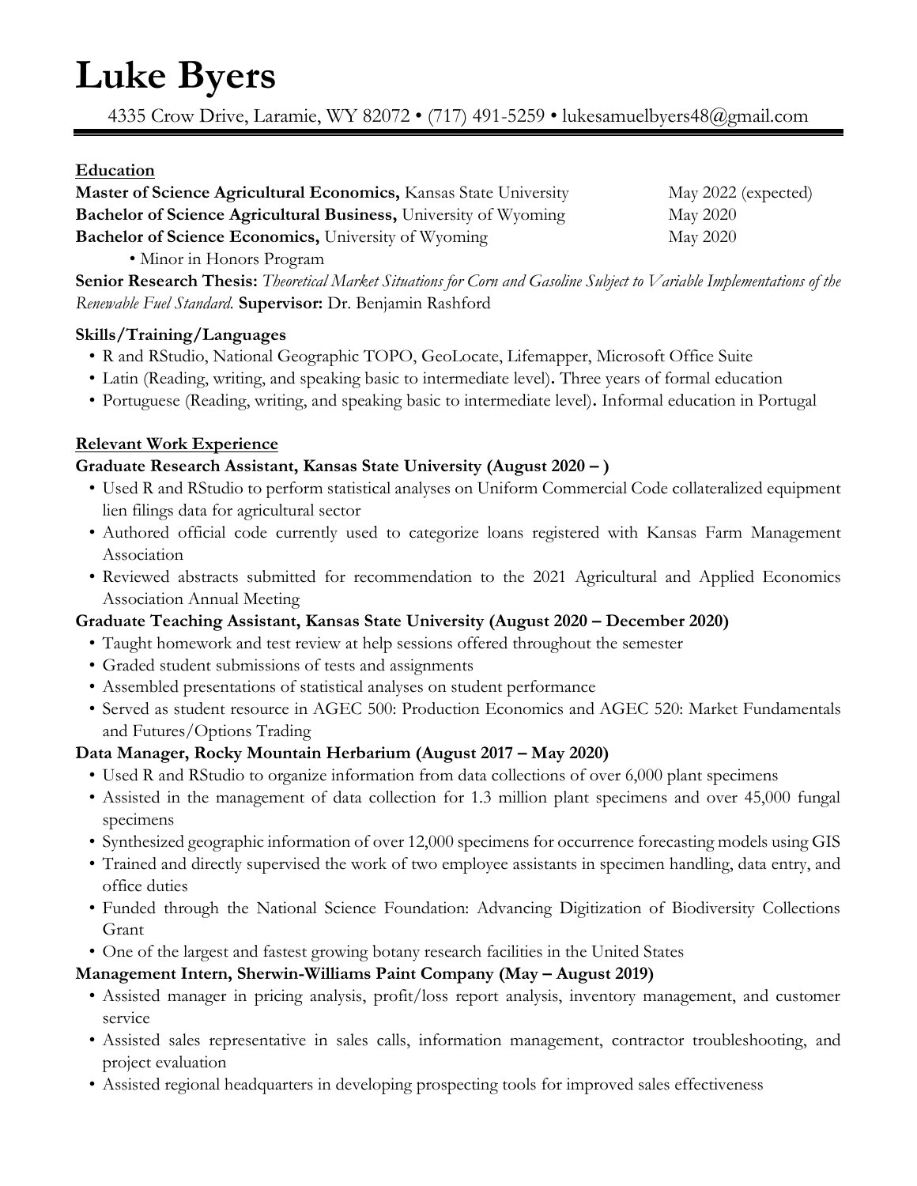# Luke Byers

4335 Crow Drive, Laramie, WY 82072 • (717) 491-5259 • lukesamuelbyers48@gmail.com

## Education

**Master of Science Agricultural Economics,** Kansas State University — May 2022 (expected)

**Bachelor of Science Agricultural Business,** University of Wyoming — May 2020

**Bachelor of Science Economics,** University of Wyoming — May 2020

- Minor in Honors Program

**Senior Research Thesis:** *Theoretical Market Situations for Corn and Gasoline Subject to Variable Implementations of the Renewable Fuel Standard.* **Supervisor:** Dr. Benjamin Rashford

## Skills/Training/Languages

- R and RStudio, National Geographic TOPO, GeoLocate, Lifemapper, Microsoft Office Suite
- Latin (Reading, writing, and speaking basic to intermediate level)**.** Three years of formal education
- Portuguese (Reading, writing, and speaking basic to intermediate level)**.** Informal education in Portugal

## Relevant Work Experience

**Graduate Research Assistant, Kansas State University (August 2020 – )**

- Used R and RStudio to perform statistical analyses on Uniform Commercial Code collateralized equipment lien filings data for agricultural sector
- Authored official code currently used to categorize loans registered with Kansas Farm Management Association
- Reviewed abstracts submitted for recommendation to the 2021 Agricultural and Applied Economics Association Annual Meeting

**Graduate Teaching Assistant, Kansas State University (August 2020 – December 2020)**

- Taught homework and test review at help sessions offered throughout the semester
- Graded student submissions of tests and assignments
- Assembled presentations of statistical analyses on student performance
- Served as student resource in AGEC 500: Production Economics and AGEC 520: Market Fundamentals and Futures/Options Trading

**Data Manager, Rocky Mountain Herbarium (August 2017 – May 2020)**

- Used R and RStudio to organize information from data collections of over 6,000 plant specimens
- Assisted in the management of data collection for 1.3 million plant specimens and over 45,000 fungal specimens
- Synthesized geographic information of over 12,000 specimens for occurrence forecasting models using GIS
- Trained and directly supervised the work of two employee assistants in specimen handling, data entry, and office duties
- Funded through the National Science Foundation: Advancing Digitization of Biodiversity Collections Grant
- One of the largest and fastest growing botany research facilities in the United States

**Management Intern, Sherwin-Williams Paint Company (May – August 2019)**

- Assisted manager in pricing analysis, profit/loss report analysis, inventory management, and customer service
- Assisted sales representative in sales calls, information management, contractor troubleshooting, and project evaluation
- Assisted regional headquarters in developing prospecting tools for improved sales effectiveness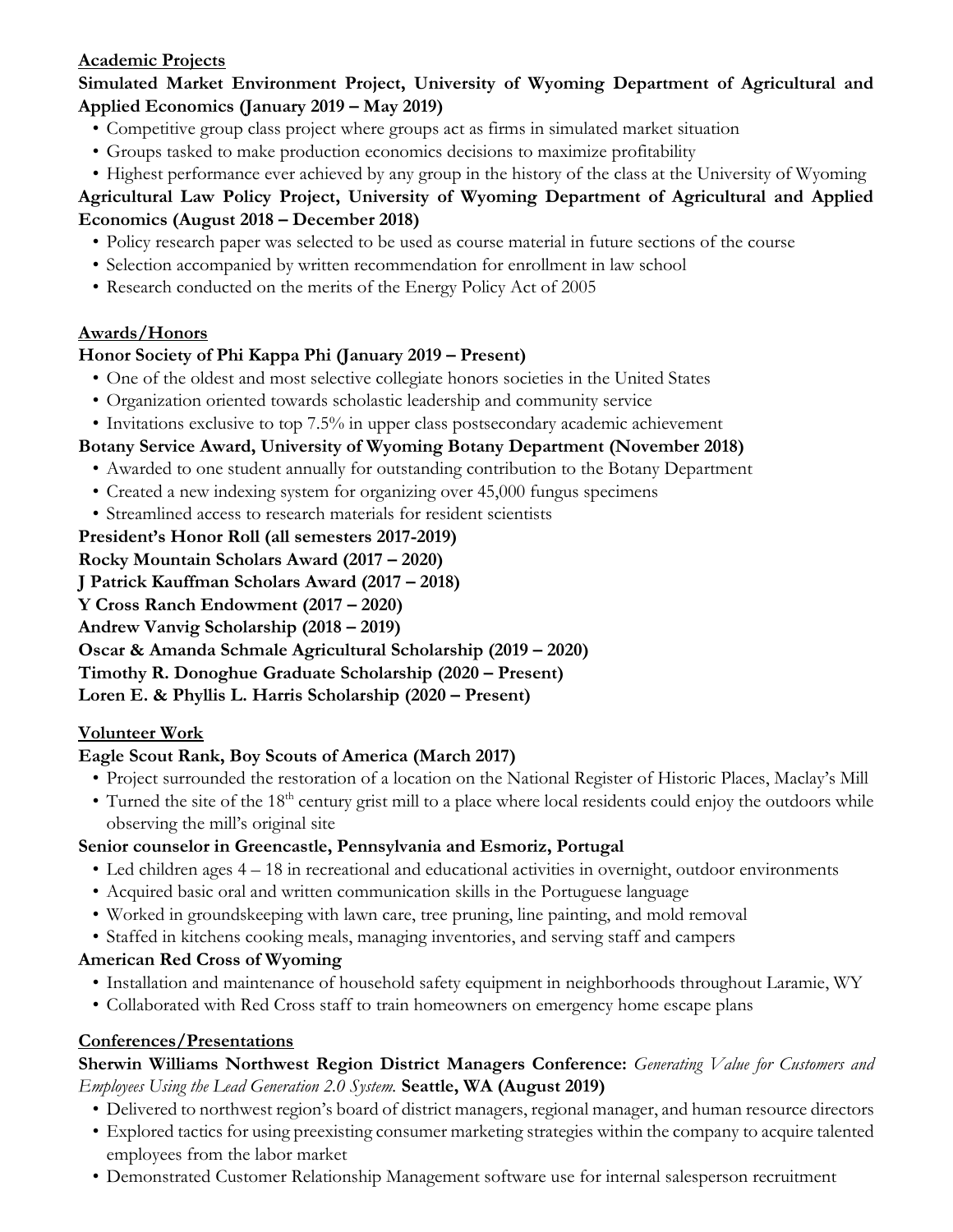## Academic Projects

**Simulated Market Environment Project, University of Wyoming Department of Agricultural and Applied Economics (January 2019 – May 2019)**

- Competitive group class project where groups act as firms in simulated market situation
- Groups tasked to make production economics decisions to maximize profitability
- Highest performance ever achieved by any group in the history of the class at the University of Wyoming

**Agricultural Law Policy Project, University of Wyoming Department of Agricultural and Applied Economics (August 2018 – December 2018)**

- Policy research paper was selected to be used as course material in future sections of the course
- Selection accompanied by written recommendation for enrollment in law school
- Research conducted on the merits of the Energy Policy Act of 2005

## Awards/Honors

**Honor Society of Phi Kappa Phi (January 2019 – Present)**

- One of the oldest and most selective collegiate honors societies in the United States
- Organization oriented towards scholastic leadership and community service
- Invitations exclusive to top 7.5% in upper class postsecondary academic achievement

**Botany Service Award, University of Wyoming Botany Department (November 2018)**

- Awarded to one student annually for outstanding contribution to the Botany Department
- Created a new indexing system for organizing over 45,000 fungus specimens
- Streamlined access to research materials for resident scientists

**President's Honor Roll (all semesters 2017-2019)**

**Rocky Mountain Scholars Award (2017 – 2020)**

**J Patrick Kauffman Scholars Award (2017 – 2018)**

**Y Cross Ranch Endowment (2017 – 2020)**

**Andrew Vanvig Scholarship (2018 – 2019)**

**Oscar & Amanda Schmale Agricultural Scholarship (2019 – 2020)**

**Timothy R. Donoghue Graduate Scholarship (2020 – Present)**

**Loren E. & Phyllis L. Harris Scholarship (2020 – Present)**

## Volunteer Work

**Eagle Scout Rank, Boy Scouts of America (March 2017)**

- Project surrounded the restoration of a location on the National Register of Historic Places, Maclay's Mill
- Turned the site of the 18th century grist mill to a place where local residents could enjoy the outdoors while observing the mill's original site

**Senior counselor in Greencastle, Pennsylvania and Esmoriz, Portugal**

- Led children ages 4 – 18 in recreational and educational activities in overnight, outdoor environments
- Acquired basic oral and written communication skills in the Portuguese language
- Worked in groundskeeping with lawn care, tree pruning, line painting, and mold removal
- Staffed in kitchens cooking meals, managing inventories, and serving staff and campers

**American Red Cross of Wyoming**

- Installation and maintenance of household safety equipment in neighborhoods throughout Laramie, WY
- Collaborated with Red Cross staff to train homeowners on emergency home escape plans

## Conferences/Presentations

**Sherwin Williams Northwest Region District Managers Conference:** *Generating Value for Customers and Employees Using the Lead Generation 2.0 System.* **Seattle, WA (August 2019)**

- Delivered to northwest region's board of district managers, regional manager, and human resource directors
- Explored tactics for using preexisting consumer marketing strategies within the company to acquire talented employees from the labor market
- Demonstrated Customer Relationship Management software use for internal salesperson recruitment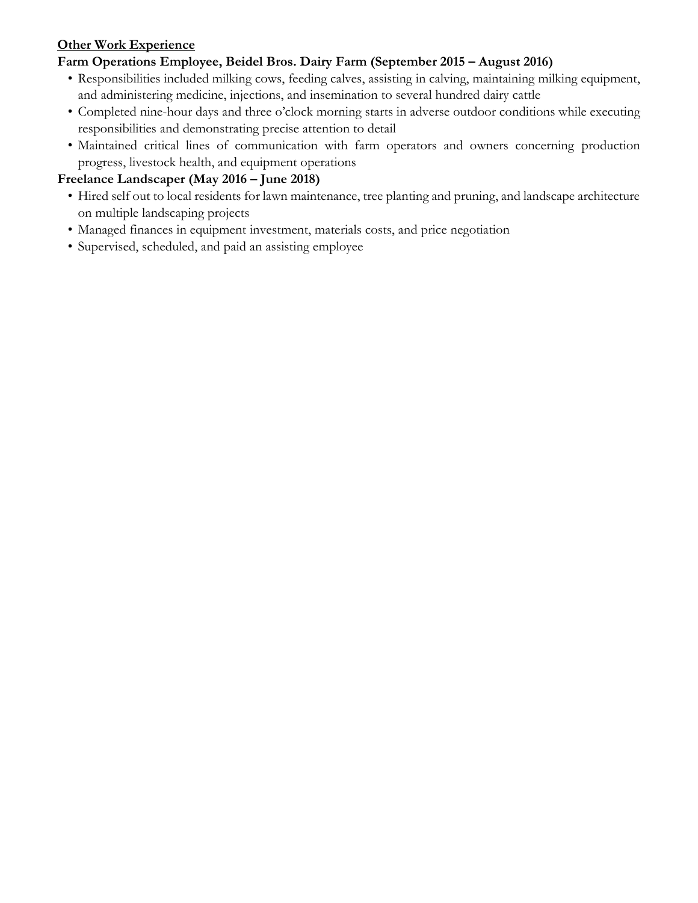## Other Work Experience

**Farm Operations Employee, Beidel Bros. Dairy Farm (September 2015 – August 2016)**

- Responsibilities included milking cows, feeding calves, assisting in calving, maintaining milking equipment, and administering medicine, injections, and insemination to several hundred dairy cattle
- Completed nine-hour days and three o'clock morning starts in adverse outdoor conditions while executing responsibilities and demonstrating precise attention to detail
- Maintained critical lines of communication with farm operators and owners concerning production progress, livestock health, and equipment operations

**Freelance Landscaper (May 2016 – June 2018)**

- Hired self out to local residents for lawn maintenance, tree planting and pruning, and landscape architecture on multiple landscaping projects
- Managed finances in equipment investment, materials costs, and price negotiation
- Supervised, scheduled, and paid an assisting employee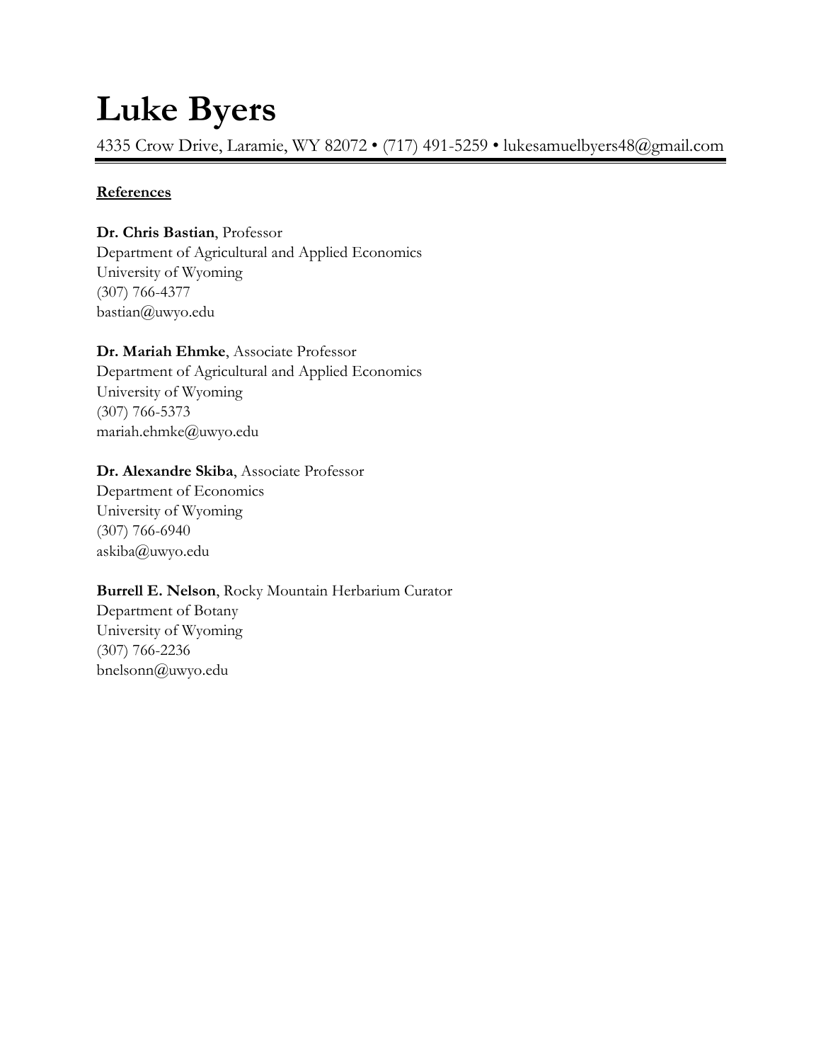# Luke Byers

4335 Crow Drive, Laramie, WY 82072 • (717) 491-5259 • lukesamuelbyers48@gmail.com

---

**References**

**Dr. Chris Bastian**, Professor
Department of Agricultural and Applied Economics
University of Wyoming
(307) 766-4377
bastian@uwyo.edu

**Dr. Mariah Ehmke**, Associate Professor
Department of Agricultural and Applied Economics
University of Wyoming
(307) 766-5373
mariah.ehmke@uwyo.edu

**Dr. Alexandre Skiba**, Associate Professor
Department of Economics
University of Wyoming
(307) 766-6940
askiba@uwyo.edu

**Burrell E. Nelson**, Rocky Mountain Herbarium Curator
Department of Botany
University of Wyoming
(307) 766-2236
bnelsonn@uwyo.edu